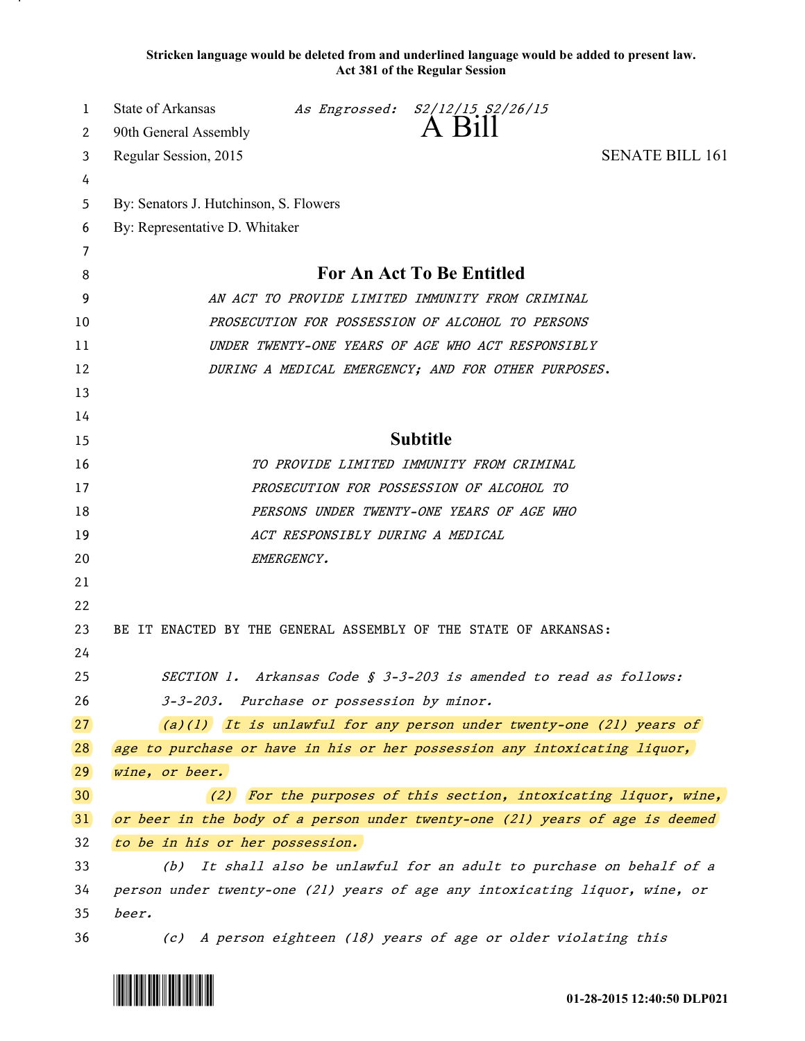**Stricken language would be deleted from and underlined language would be added to present law.**
**Act 381 of the Regular Session**

State of Arkansas *As Engrossed: S2/12/15 S2/26/15*
90th General Assembly

# A Bill

Regular Session, 2015 SENATE BILL 161

By: Senators J. Hutchinson, S. Flowers
By: Representative D. Whitaker

## For An Act To Be Entitled

*AN ACT TO PROVIDE LIMITED IMMUNITY FROM CRIMINAL PROSECUTION FOR POSSESSION OF ALCOHOL TO PERSONS UNDER TWENTY-ONE YEARS OF AGE WHO ACT RESPONSIBLY DURING A MEDICAL EMERGENCY; AND FOR OTHER PURPOSES.*

## Subtitle

*TO PROVIDE LIMITED IMMUNITY FROM CRIMINAL PROSECUTION FOR POSSESSION OF ALCOHOL TO PERSONS UNDER TWENTY-ONE YEARS OF AGE WHO ACT RESPONSIBLY DURING A MEDICAL EMERGENCY.*

BE IT ENACTED BY THE GENERAL ASSEMBLY OF THE STATE OF ARKANSAS:

*SECTION 1. Arkansas Code § 3-3-203 is amended to read as follows:*

*3-3-203. Purchase or possession by minor.*

*(a)(1) It is unlawful for any person under twenty-one (21) years of age to purchase or have in his or her possession any intoxicating liquor, wine, or beer.*

*(2) For the purposes of this section, intoxicating liquor, wine, or beer in the body of a person under twenty-one (21) years of age is deemed to be in his or her possession.*

*(b) It shall also be unlawful for an adult to purchase on behalf of a person under twenty-one (21) years of age any intoxicating liquor, wine, or beer.*

*(c) A person eighteen (18) years of age or older violating this*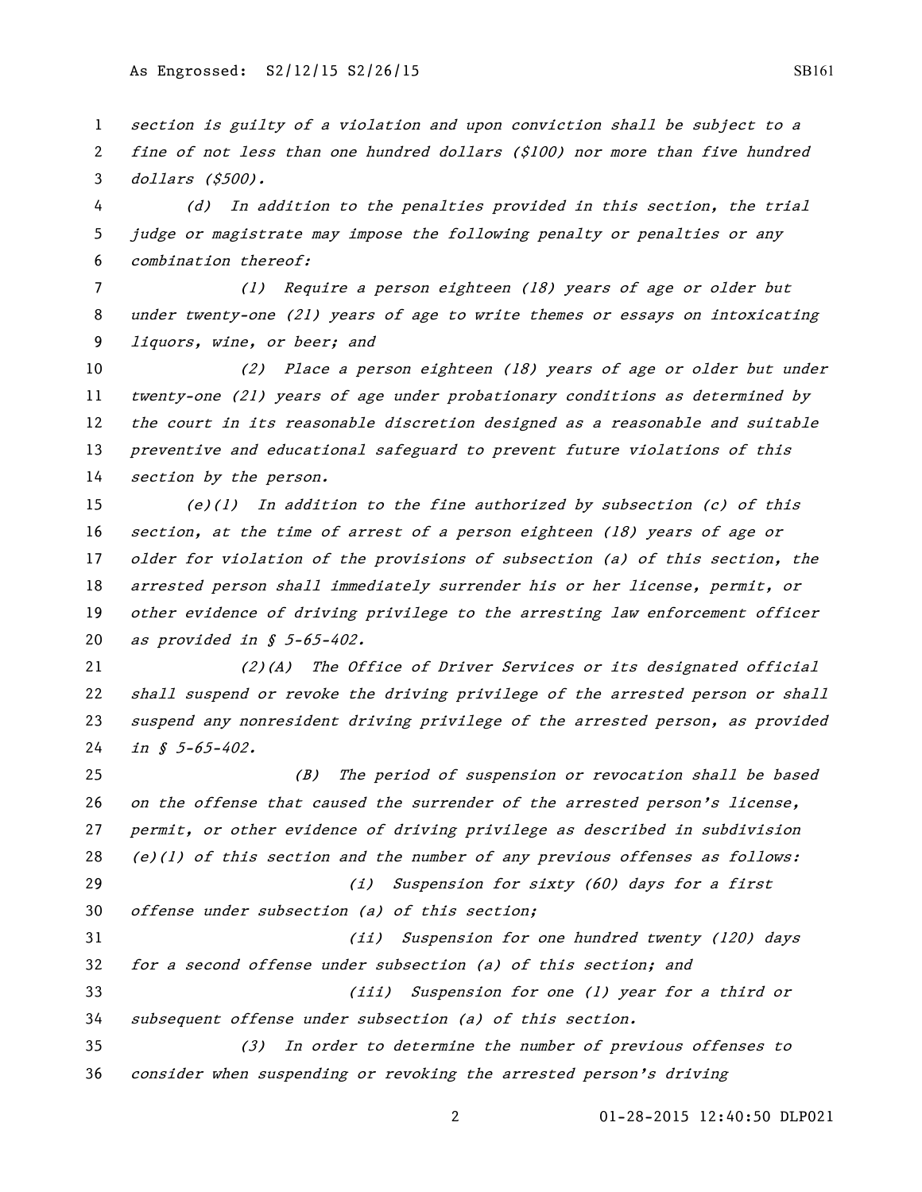*section is guilty of a violation and upon conviction shall be subject to a fine of not less than one hundred dollars ($100) nor more than five hundred dollars ($500).*

*(d) In addition to the penalties provided in this section, the trial judge or magistrate may impose the following penalty or penalties or any combination thereof:*

*(1) Require a person eighteen (18) years of age or older but under twenty-one (21) years of age to write themes or essays on intoxicating liquors, wine, or beer; and*

*(2) Place a person eighteen (18) years of age or older but under twenty-one (21) years of age under probationary conditions as determined by the court in its reasonable discretion designed as a reasonable and suitable preventive and educational safeguard to prevent future violations of this section by the person.*

*(e)(1) In addition to the fine authorized by subsection (c) of this section, at the time of arrest of a person eighteen (18) years of age or older for violation of the provisions of subsection (a) of this section, the arrested person shall immediately surrender his or her license, permit, or other evidence of driving privilege to the arresting law enforcement officer as provided in § 5-65-402.*

*(2)(A) The Office of Driver Services or its designated official shall suspend or revoke the driving privilege of the arrested person or shall suspend any nonresident driving privilege of the arrested person, as provided in § 5-65-402.*

*(B) The period of suspension or revocation shall be based on the offense that caused the surrender of the arrested person's license, permit, or other evidence of driving privilege as described in subdivision (e)(1) of this section and the number of any previous offenses as follows:*

*(i) Suspension for sixty (60) days for a first offense under subsection (a) of this section;*

*(ii) Suspension for one hundred twenty (120) days for a second offense under subsection (a) of this section; and*

*(iii) Suspension for one (1) year for a third or subsequent offense under subsection (a) of this section.*

*(3) In order to determine the number of previous offenses to consider when suspending or revoking the arrested person's driving*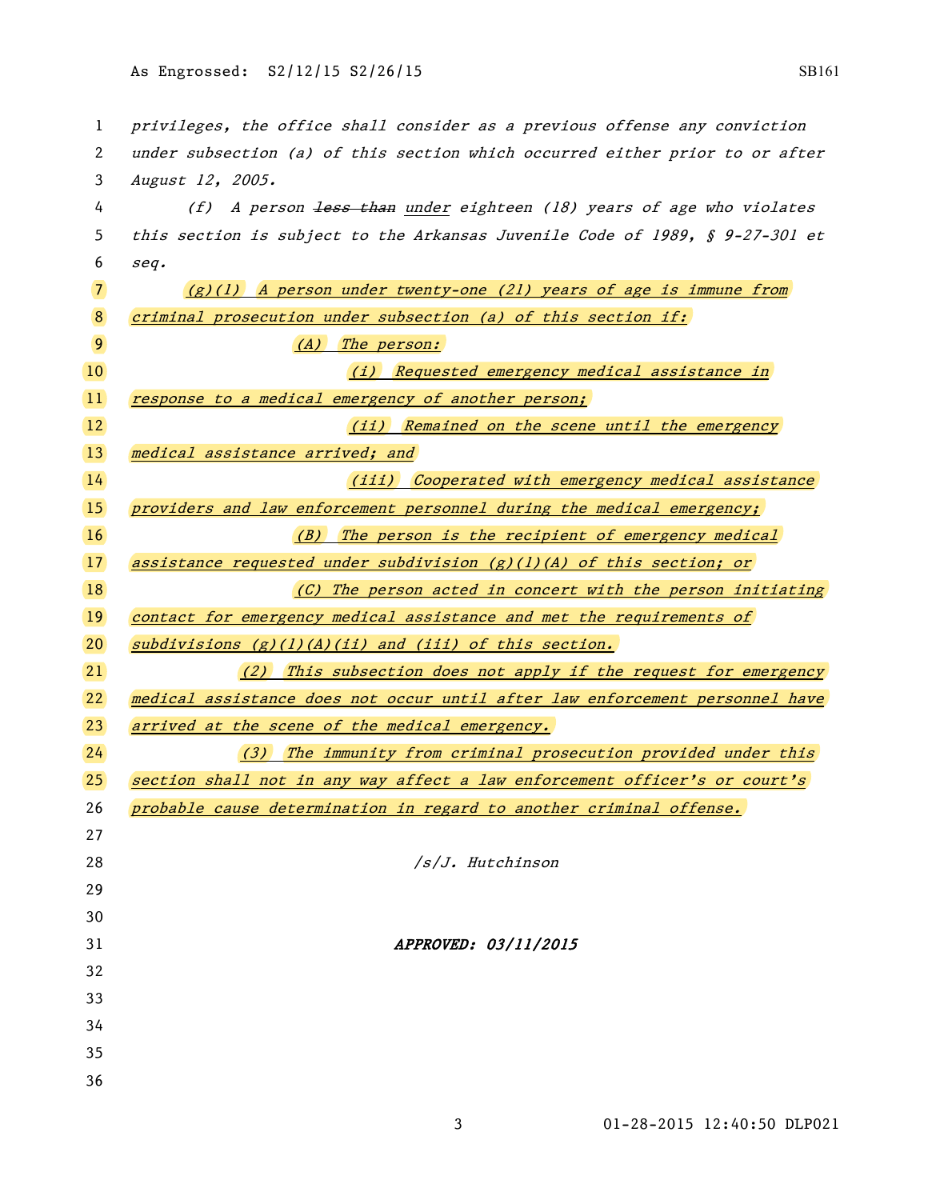*privileges, the office shall consider as a previous offense any conviction under subsection (a) of this section which occurred either prior to or after August 12, 2005.*

*(f) A person ~~less than~~ under eighteen (18) years of age who violates this section is subject to the Arkansas Juvenile Code of 1989, § 9-27-301 et seq.*

*(g)(1) A person under twenty-one (21) years of age is immune from criminal prosecution under subsection (a) of this section if:*

*(A) The person:*

*(i) Requested emergency medical assistance in response to a medical emergency of another person;*

*(ii) Remained on the scene until the emergency medical assistance arrived; and*

*(iii) Cooperated with emergency medical assistance providers and law enforcement personnel during the medical emergency;*

*(B) The person is the recipient of emergency medical assistance requested under subdivision (g)(1)(A) of this section; or*

*(C) The person acted in concert with the person initiating contact for emergency medical assistance and met the requirements of subdivisions (g)(1)(A)(ii) and (iii) of this section.*

*(2) This subsection does not apply if the request for emergency medical assistance does not occur until after law enforcement personnel have arrived at the scene of the medical emergency.*

*(3) The immunity from criminal prosecution provided under this section shall not in any way affect a law enforcement officer's or court's probable cause determination in regard to another criminal offense.*

*/s/J. Hutchinson*

***APPROVED: 03/11/2015***